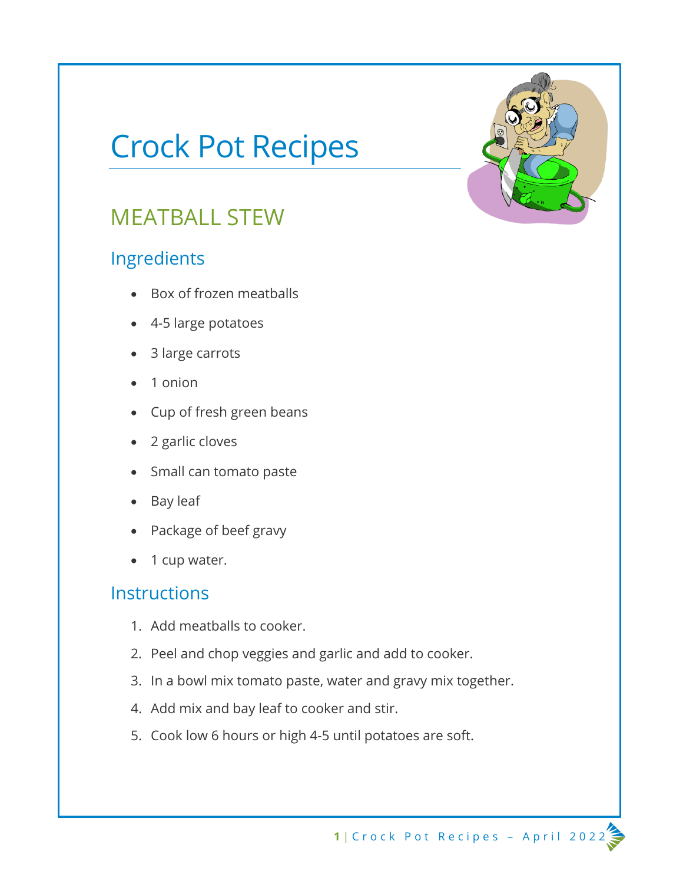# Crock Pot Recipes

## MEATBALL STEW

### Ingredients

- Box of frozen meatballs
- 4-5 large potatoes
- 3 large carrots
- 1 onion
- Cup of fresh green beans
- 2 garlic cloves
- Small can tomato paste
- Bay leaf
- Package of beef gravy
- 1 cup water.

### Instructions

1. Add meatballs to cooker.
2. Peel and chop veggies and garlic and add to cooker.
3. In a bowl mix tomato paste, water and gravy mix together.
4. Add mix and bay leaf to cooker and stir.
5. Cook low 6 hours or high 4-5 until potatoes are soft.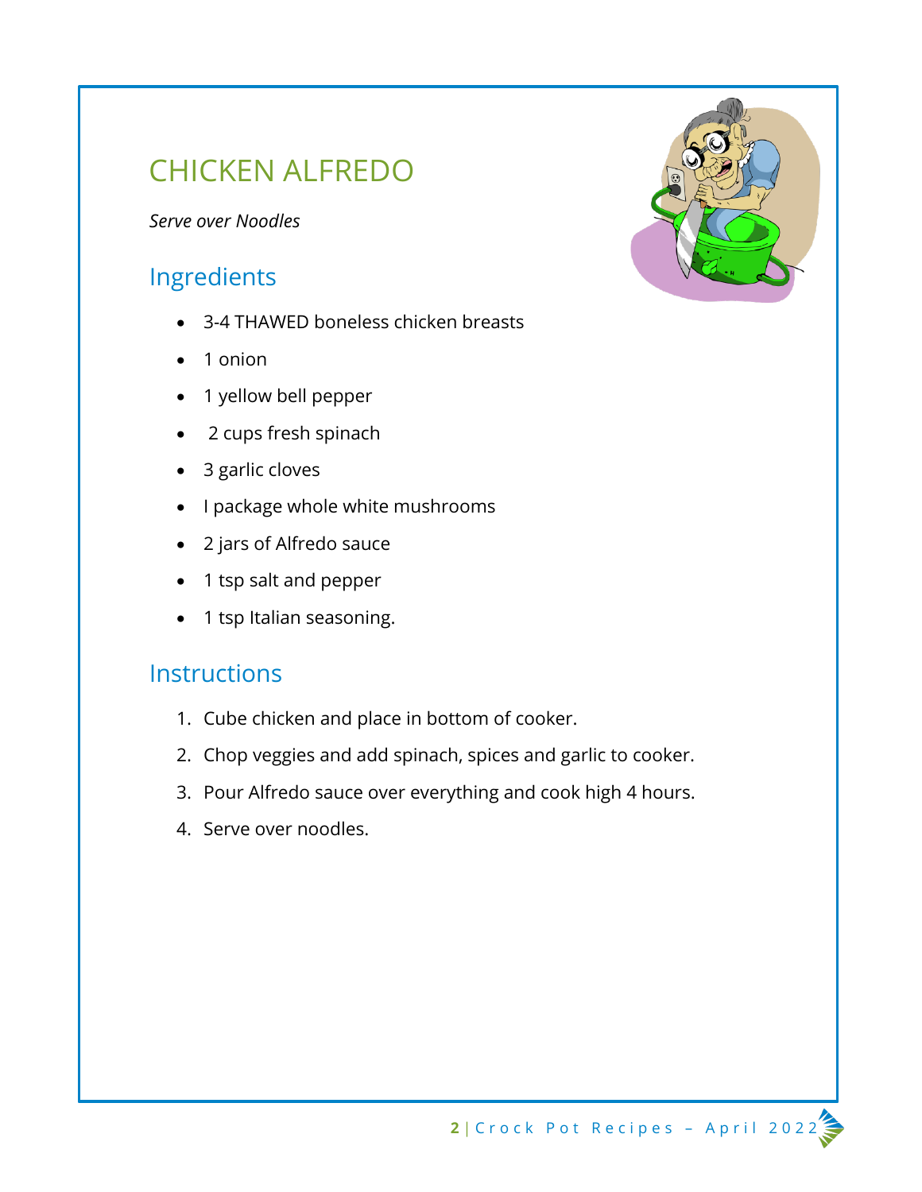# CHICKEN ALFREDO

*Serve over Noodles*

## Ingredients

- 3-4 THAWED boneless chicken breasts
- 1 onion
- 1 yellow bell pepper
- 2 cups fresh spinach
- 3 garlic cloves
- I package whole white mushrooms
- 2 jars of Alfredo sauce
- 1 tsp salt and pepper
- 1 tsp Italian seasoning.

## Instructions

1. Cube chicken and place in bottom of cooker.
2. Chop veggies and add spinach, spices and garlic to cooker.
3. Pour Alfredo sauce over everything and cook high 4 hours.
4. Serve over noodles.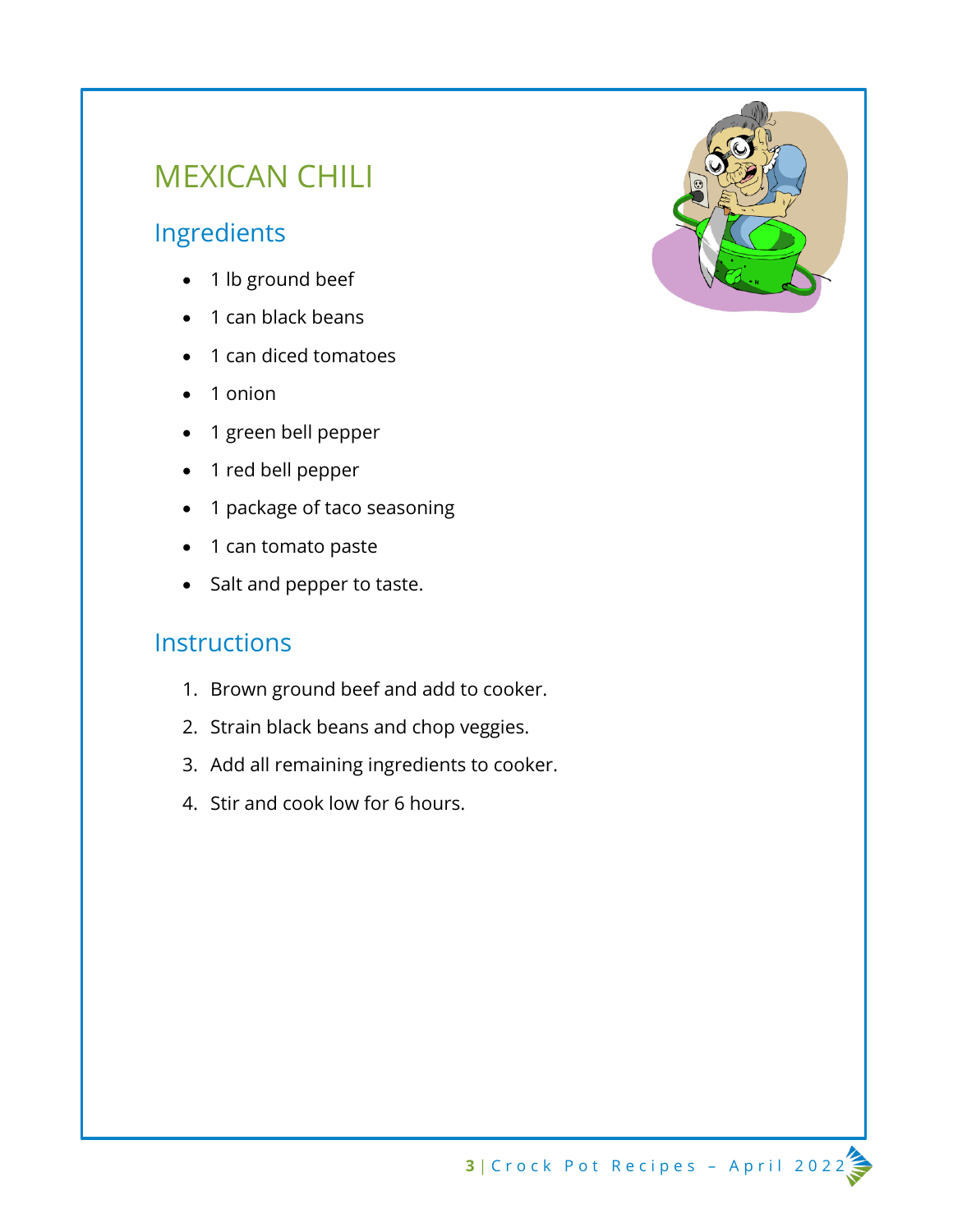# MEXICAN CHILI

## Ingredients

- 1 lb ground beef
- 1 can black beans
- 1 can diced tomatoes
- 1 onion
- 1 green bell pepper
- 1 red bell pepper
- 1 package of taco seasoning
- 1 can tomato paste
- Salt and pepper to taste.

## Instructions

1. Brown ground beef and add to cooker.
2. Strain black beans and chop veggies.
3. Add all remaining ingredients to cooker.
4. Stir and cook low for 6 hours.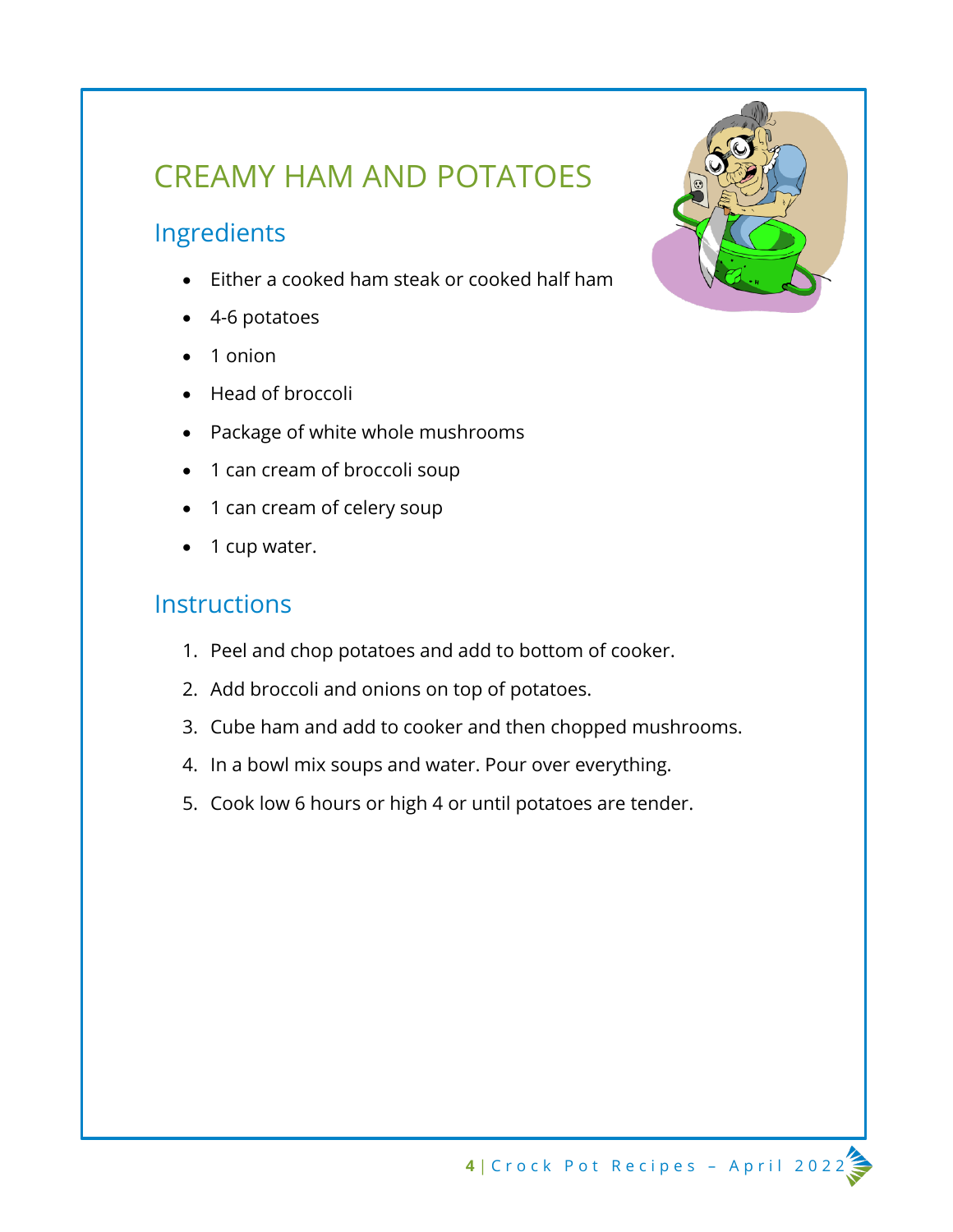# CREAMY HAM AND POTATOES

## Ingredients

- Either a cooked ham steak or cooked half ham
- 4-6 potatoes
- 1 onion
- Head of broccoli
- Package of white whole mushrooms
- 1 can cream of broccoli soup
- 1 can cream of celery soup
- 1 cup water.

## Instructions

1. Peel and chop potatoes and add to bottom of cooker.
2. Add broccoli and onions on top of potatoes.
3. Cube ham and add to cooker and then chopped mushrooms.
4. In a bowl mix soups and water. Pour over everything.
5. Cook low 6 hours or high 4 or until potatoes are tender.